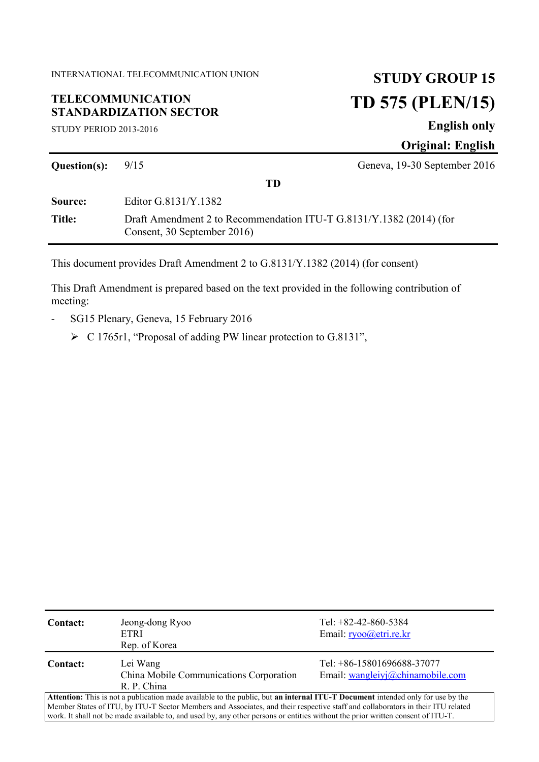INTERNATIONAL TELECOMMUNICATION UNION

**TELECOMMUNICATION STANDARDIZATION SECTOR**

STUDY PERIOD 2013-2016

**STUDY GROUP 15**

# TD 575 (PLEN/15)

**English only**

**Original: English**

| | | |
|---|---|---|
| **Question(s):** | 9/15 | Geneva, 19-30 September 2016 |

**TD**

| | |
|---|---|
| **Source:** | Editor G.8131/Y.1382 |
| **Title:** | Draft Amendment 2 to Recommendation ITU-T G.8131/Y.1382 (2014) (for Consent, 30 September 2016) |

This document provides Draft Amendment 2 to G.8131/Y.1382 (2014) (for consent)

This Draft Amendment is prepared based on the text provided in the following contribution of meeting:

- SG15 Plenary, Geneva, 15 February 2016
  - C 1765r1, "Proposal of adding PW linear protection to G.8131",

| | | |
|---|---|---|
| **Contact:** | Jeong-dong Ryoo<br>ETRI<br>Rep. of Korea | Tel: +82-42-860-5384<br>Email: ryoo@etri.re.kr |
| **Contact:** | Lei Wang<br>China Mobile Communications Corporation<br>R. P. China | Tel: +86-15801696688-37077<br>Email: wangleiyj@chinamobile.com |

**Attention:** This is not a publication made available to the public, but **an internal ITU-T Document** intended only for use by the Member States of ITU, by ITU-T Sector Members and Associates, and their respective staff and collaborators in their ITU related work. It shall not be made available to, and used by, any other persons or entities without the prior written consent of ITU-T.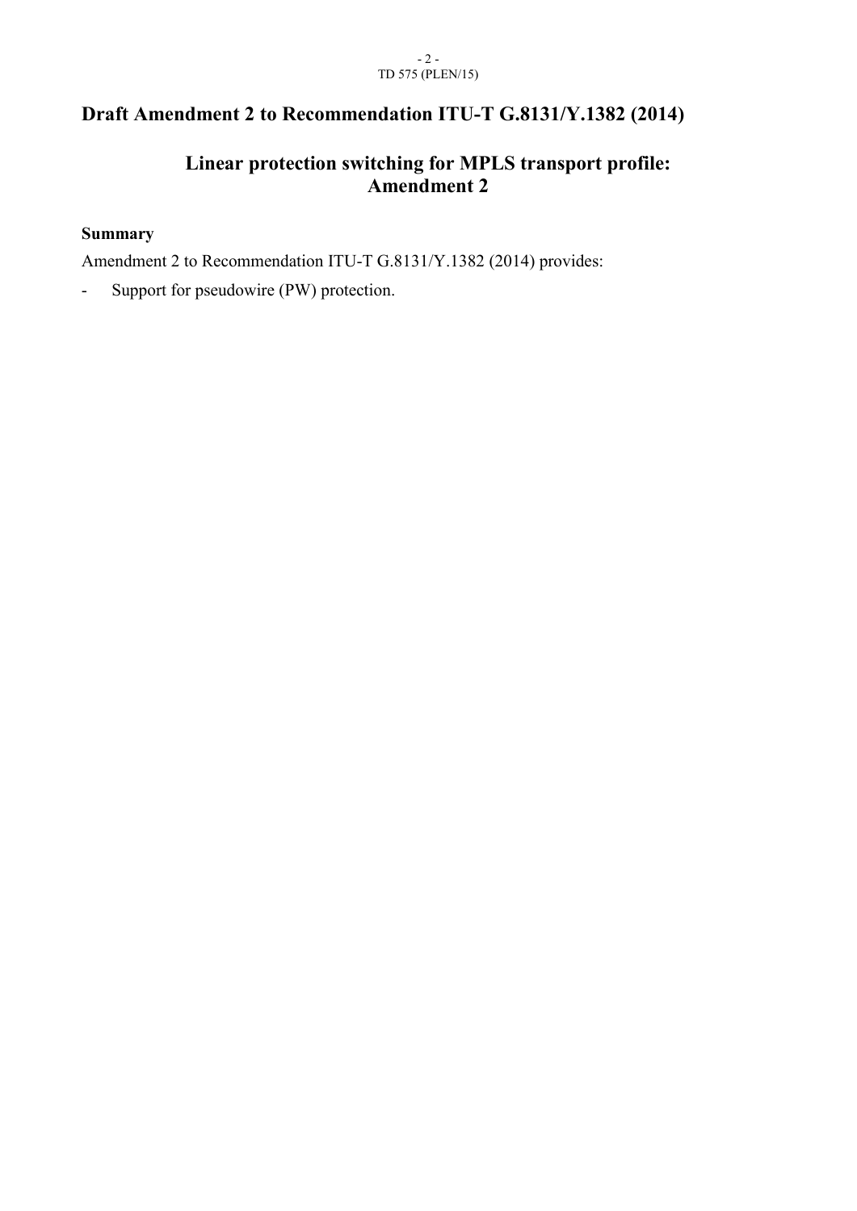# Draft Amendment 2 to Recommendation ITU-T G.8131/Y.1382 (2014)

## Linear protection switching for MPLS transport profile: Amendment 2

**Summary**

Amendment 2 to Recommendation ITU-T G.8131/Y.1382 (2014) provides:

- Support for pseudowire (PW) protection.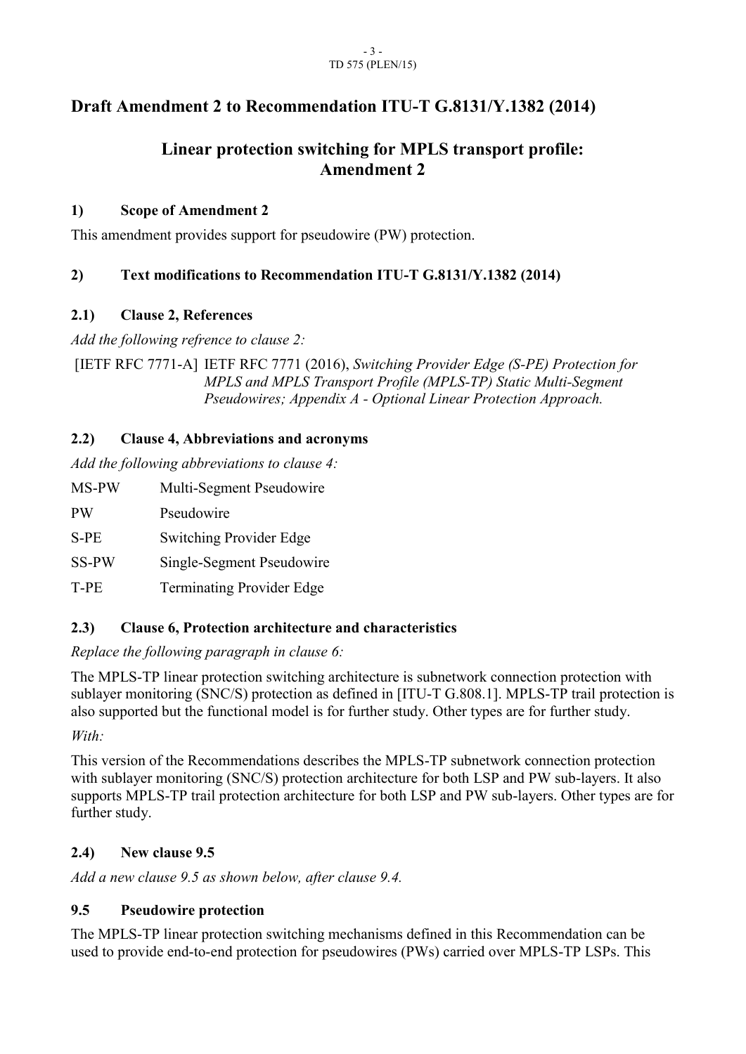# Draft Amendment 2 to Recommendation ITU-T G.8131/Y.1382 (2014)

## Linear protection switching for MPLS transport profile: Amendment 2

### 1) Scope of Amendment 2

This amendment provides support for pseudowire (PW) protection.

### 2) Text modifications to Recommendation ITU-T G.8131/Y.1382 (2014)

### 2.1) Clause 2, References

*Add the following refrence to clause 2:*

[IETF RFC 7771-A] IETF RFC 7771 (2016), *Switching Provider Edge (S-PE) Protection for MPLS and MPLS Transport Profile (MPLS-TP) Static Multi-Segment Pseudowires; Appendix A - Optional Linear Protection Approach.*

### 2.2) Clause 4, Abbreviations and acronyms

*Add the following abbreviations to clause 4:*

| | |
|---|---|
| MS-PW | Multi-Segment Pseudowire |
| PW | Pseudowire |
| S-PE | Switching Provider Edge |
| SS-PW | Single-Segment Pseudowire |
| T-PE | Terminating Provider Edge |

### 2.3) Clause 6, Protection architecture and characteristics

*Replace the following paragraph in clause 6:*

The MPLS-TP linear protection switching architecture is subnetwork connection protection with sublayer monitoring (SNC/S) protection as defined in [ITU-T G.808.1]. MPLS-TP trail protection is also supported but the functional model is for further study. Other types are for further study.

*With:*

This version of the Recommendations describes the MPLS-TP subnetwork connection protection with sublayer monitoring (SNC/S) protection architecture for both LSP and PW sub-layers. It also supports MPLS-TP trail protection architecture for both LSP and PW sub-layers. Other types are for further study.

### 2.4) New clause 9.5

*Add a new clause 9.5 as shown below, after clause 9.4.*

### 9.5 Pseudowire protection

The MPLS-TP linear protection switching mechanisms defined in this Recommendation can be used to provide end-to-end protection for pseudowires (PWs) carried over MPLS-TP LSPs. This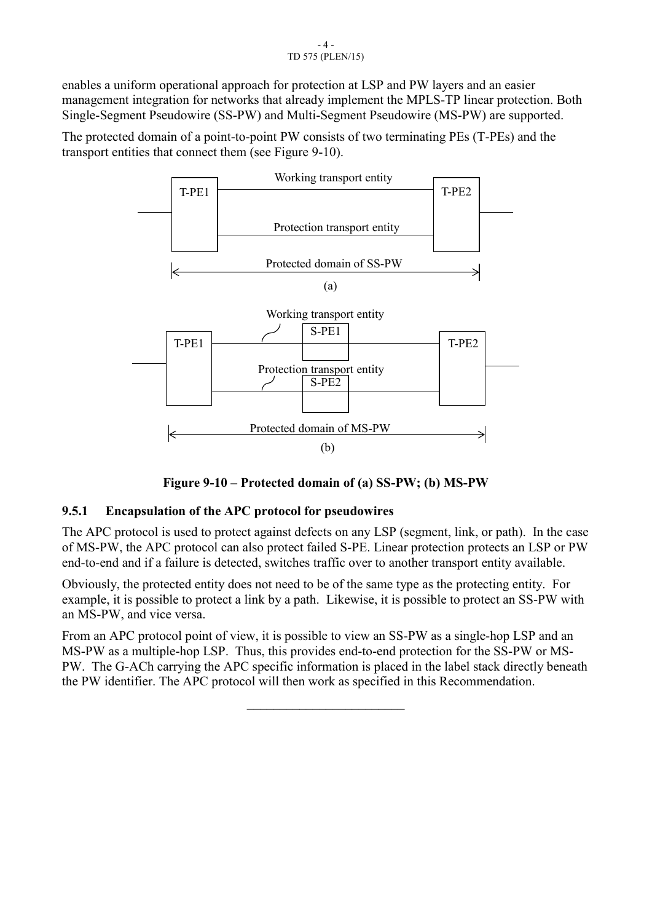enables a uniform operational approach for protection at LSP and PW layers and an easier management integration for networks that already implement the MPLS-TP linear protection. Both Single-Segment Pseudowire (SS-PW) and Multi-Segment Pseudowire (MS-PW) are supported.

The protected domain of a point-to-point PW consists of two terminating PEs (T-PEs) and the transport entities that connect them (see Figure 9-10).

T-PE1

Working transport entity

T-PE2

Protection transport entity

Protected domain of SS-PW

(a)

Working transport entity

S-PE1

T-PE1

T-PE2

Protection transport entity

S-PE2

Protected domain of MS-PW

(b)

**Figure 9-10 – Protected domain of (a) SS-PW; (b) MS-PW**

### 9.5.1 Encapsulation of the APC protocol for pseudowires

The APC protocol is used to protect against defects on any LSP (segment, link, or path). In the case of MS-PW, the APC protocol can also protect failed S-PE. Linear protection protects an LSP or PW end-to-end and if a failure is detected, switches traffic over to another transport entity available.

Obviously, the protected entity does not need to be of the same type as the protecting entity. For example, it is possible to protect a link by a path. Likewise, it is possible to protect an SS-PW with an MS-PW, and vice versa.

From an APC protocol point of view, it is possible to view an SS-PW as a single-hop LSP and an MS-PW as a multiple-hop LSP. Thus, this provides end-to-end protection for the SS-PW or MS-PW. The G-ACh carrying the APC specific information is placed in the label stack directly beneath the PW identifier. The APC protocol will then work as specified in this Recommendation.

\_\_\_\_\_\_\_\_\_\_\_\_\_\_\_\_\_\_\_\_\_\_\_\_